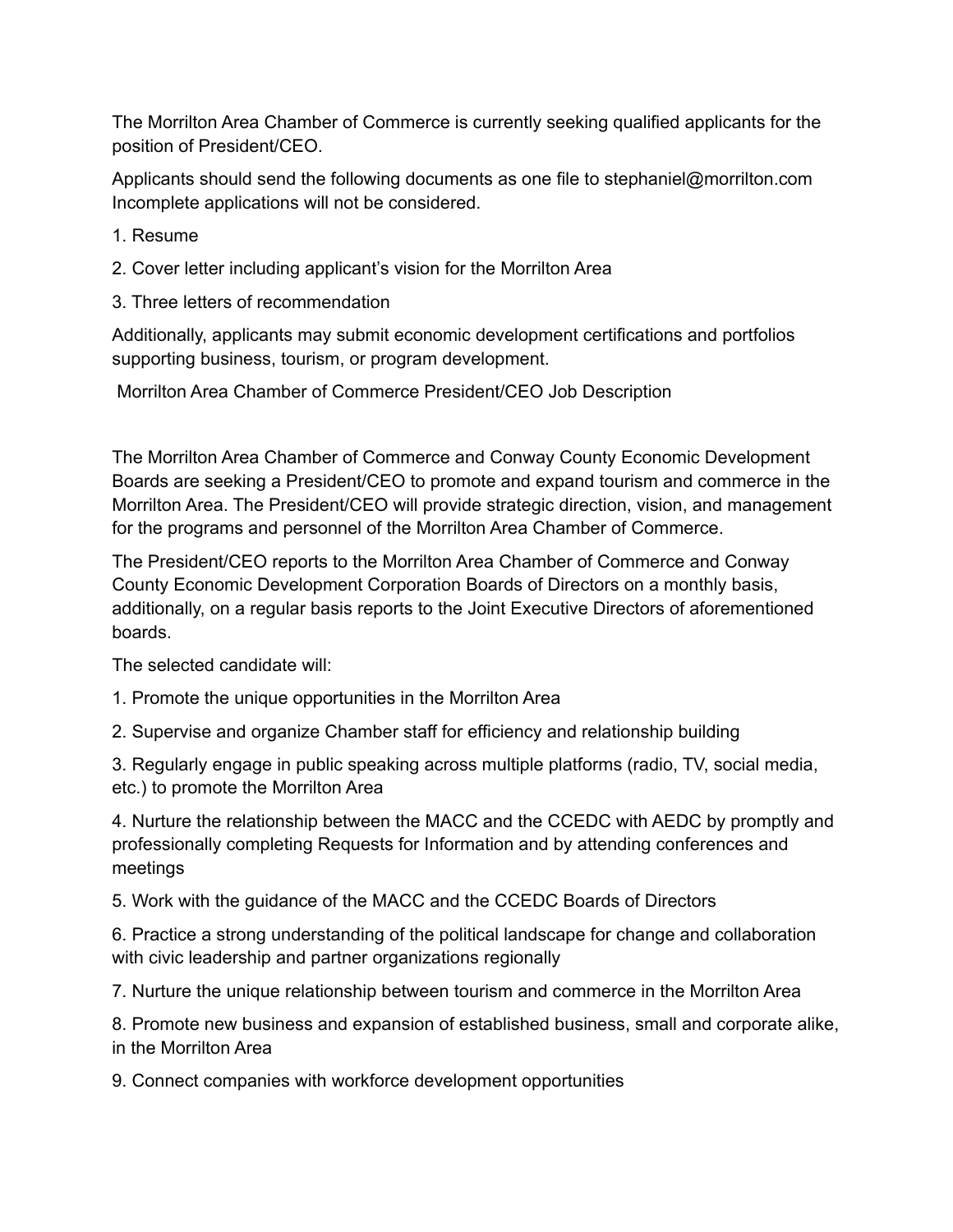The Morrilton Area Chamber of Commerce is currently seeking qualified applicants for the position of President/CEO.

Applicants should send the following documents as one file to stephaniel@morrilton.com Incomplete applications will not be considered.

1. Resume
2. Cover letter including applicant's vision for the Morrilton Area
3. Three letters of recommendation

Additionally, applicants may submit economic development certifications and portfolios supporting business, tourism, or program development.

## Morrilton Area Chamber of Commerce President/CEO Job Description

The Morrilton Area Chamber of Commerce and Conway County Economic Development Boards are seeking a President/CEO to promote and expand tourism and commerce in the Morrilton Area. The President/CEO will provide strategic direction, vision, and management for the programs and personnel of the Morrilton Area Chamber of Commerce.

The President/CEO reports to the Morrilton Area Chamber of Commerce and Conway County Economic Development Corporation Boards of Directors on a monthly basis, additionally, on a regular basis reports to the Joint Executive Directors of aforementioned boards.

The selected candidate will:

1. Promote the unique opportunities in the Morrilton Area
2. Supervise and organize Chamber staff for efficiency and relationship building
3. Regularly engage in public speaking across multiple platforms (radio, TV, social media, etc.) to promote the Morrilton Area
4. Nurture the relationship between the MACC and the CCEDC with AEDC by promptly and professionally completing Requests for Information and by attending conferences and meetings
5. Work with the guidance of the MACC and the CCEDC Boards of Directors
6. Practice a strong understanding of the political landscape for change and collaboration with civic leadership and partner organizations regionally
7. Nurture the unique relationship between tourism and commerce in the Morrilton Area
8. Promote new business and expansion of established business, small and corporate alike, in the Morrilton Area
9. Connect companies with workforce development opportunities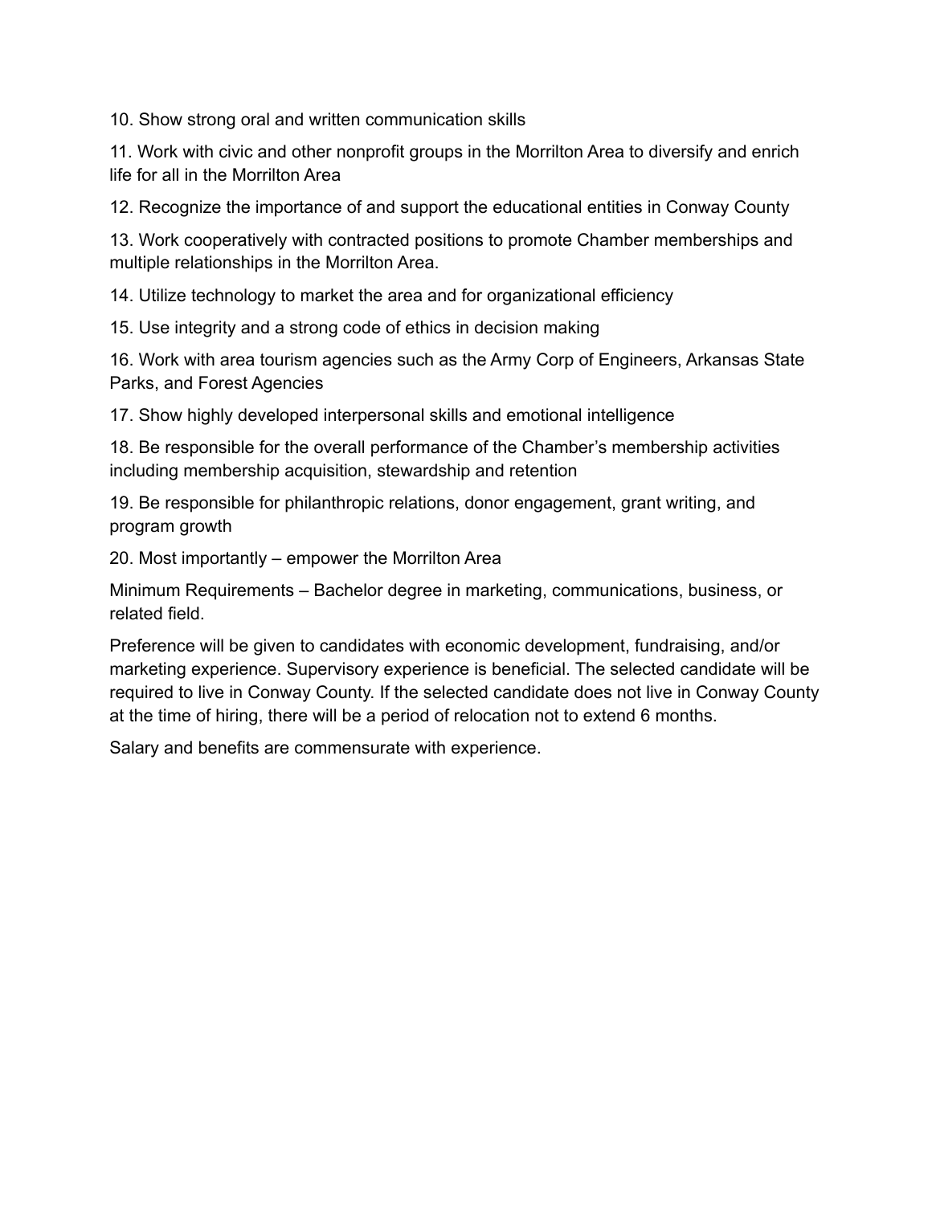10. Show strong oral and written communication skills

11. Work with civic and other nonprofit groups in the Morrilton Area to diversify and enrich life for all in the Morrilton Area

12. Recognize the importance of and support the educational entities in Conway County

13. Work cooperatively with contracted positions to promote Chamber memberships and multiple relationships in the Morrilton Area.

14. Utilize technology to market the area and for organizational efficiency

15. Use integrity and a strong code of ethics in decision making

16. Work with area tourism agencies such as the Army Corp of Engineers, Arkansas State Parks, and Forest Agencies

17. Show highly developed interpersonal skills and emotional intelligence

18. Be responsible for the overall performance of the Chamber's membership activities including membership acquisition, stewardship and retention

19. Be responsible for philanthropic relations, donor engagement, grant writing, and program growth

20. Most importantly – empower the Morrilton Area

Minimum Requirements – Bachelor degree in marketing, communications, business, or related field.

Preference will be given to candidates with economic development, fundraising, and/or marketing experience. Supervisory experience is beneficial. The selected candidate will be required to live in Conway County. If the selected candidate does not live in Conway County at the time of hiring, there will be a period of relocation not to extend 6 months.

Salary and benefits are commensurate with experience.